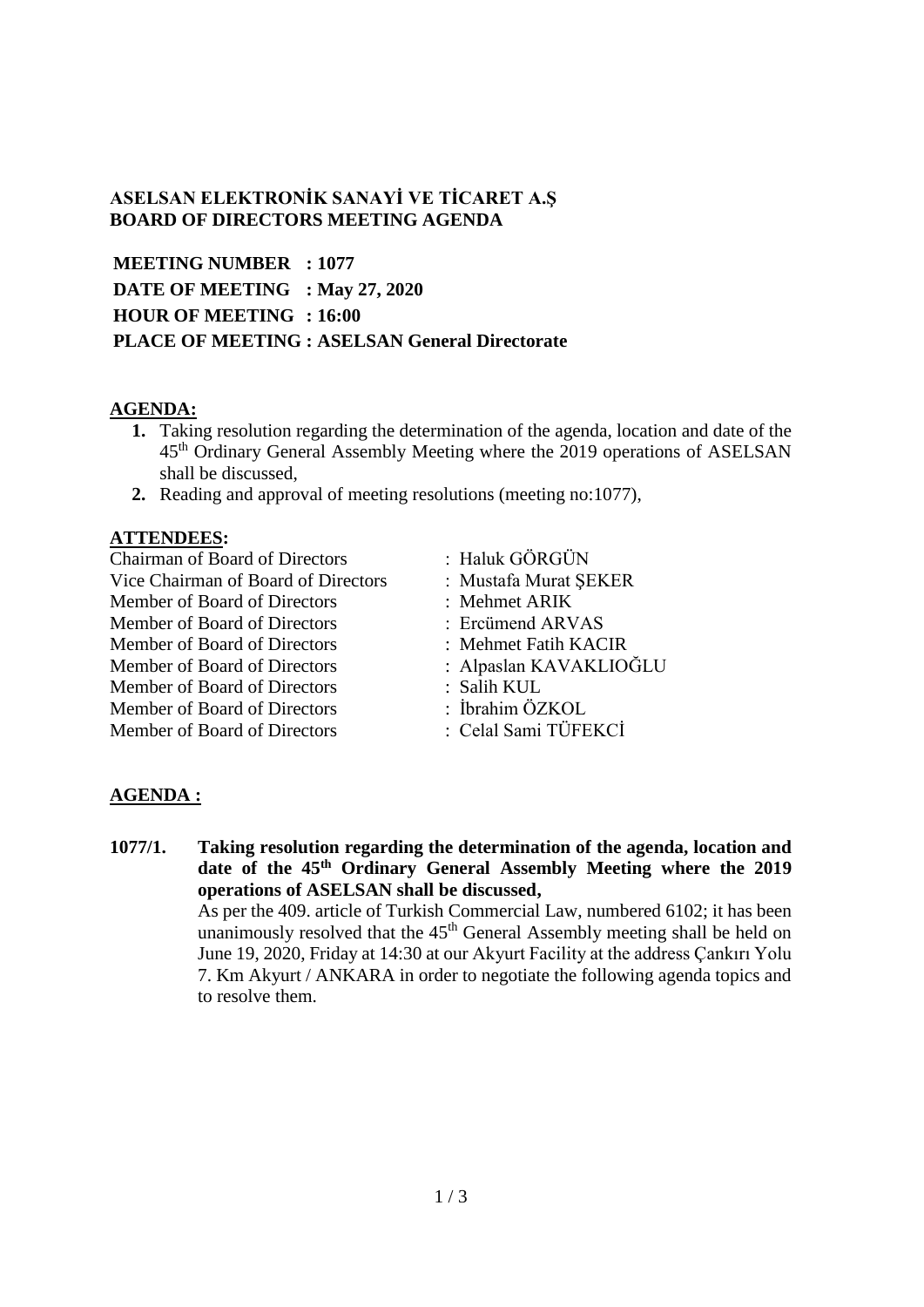## ASELSAN ELEKTRONİK SANAYİ VE TİCARET A.Ş
## BOARD OF DIRECTORS MEETING AGENDA

**MEETING NUMBER : 1077**
**DATE OF MEETING : May 27, 2020**
**HOUR OF MEETING : 16:00**
**PLACE OF MEETING : ASELSAN General Directorate**

### AGENDA:

1. Taking resolution regarding the determination of the agenda, location and date of the 45th Ordinary General Assembly Meeting where the 2019 operations of ASELSAN shall be discussed,
2. Reading and approval of meeting resolutions (meeting no:1077),

### ATTENDEES:

| | |
|---|---|
| Chairman of Board of Directors | : Haluk GÖRGÜN |
| Vice Chairman of Board of Directors | : Mustafa Murat ŞEKER |
| Member of Board of Directors | : Mehmet ARIK |
| Member of Board of Directors | : Ercümend ARVAS |
| Member of Board of Directors | : Mehmet Fatih KACIR |
| Member of Board of Directors | : Alpaslan KAVAKLIOĞLU |
| Member of Board of Directors | : Salih KUL |
| Member of Board of Directors | : İbrahim ÖZKOL |
| Member of Board of Directors | : Celal Sami TÜFEKCİ |

### AGENDA :

**1077/1. Taking resolution regarding the determination of the agenda, location and date of the 45th Ordinary General Assembly Meeting where the 2019 operations of ASELSAN shall be discussed,**

As per the 409. article of Turkish Commercial Law, numbered 6102; it has been unanimously resolved that the 45th General Assembly meeting shall be held on June 19, 2020, Friday at 14:30 at our Akyurt Facility at the address Çankırı Yolu 7. Km Akyurt / ANKARA in order to negotiate the following agenda topics and to resolve them.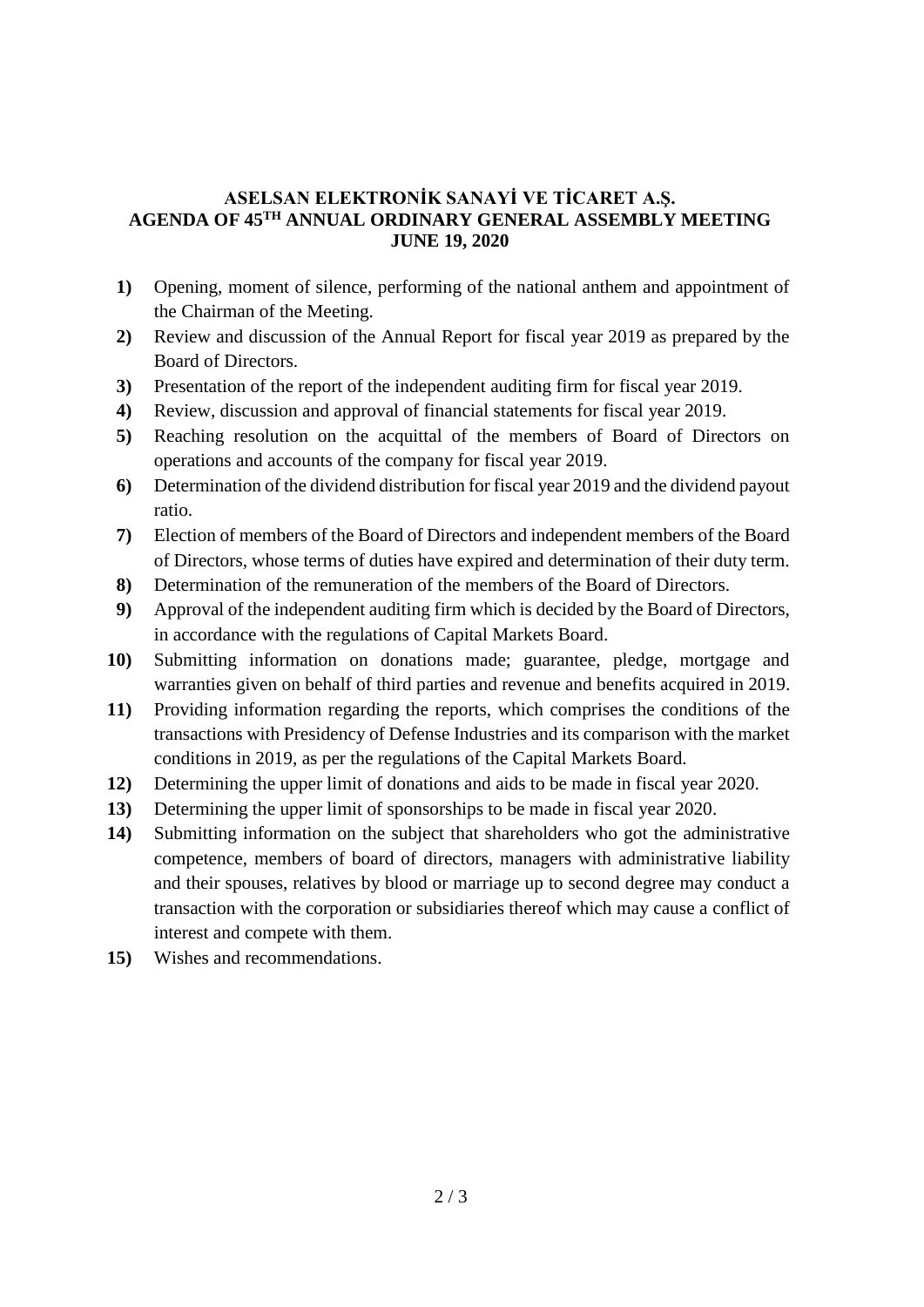**ASELSAN ELEKTRONİK SANAYİ VE TİCARET A.Ş.**
**AGENDA OF 45TH ANNUAL ORDINARY GENERAL ASSEMBLY MEETING**
**JUNE 19, 2020**

1) Opening, moment of silence, performing of the national anthem and appointment of the Chairman of the Meeting.
2) Review and discussion of the Annual Report for fiscal year 2019 as prepared by the Board of Directors.
3) Presentation of the report of the independent auditing firm for fiscal year 2019.
4) Review, discussion and approval of financial statements for fiscal year 2019.
5) Reaching resolution on the acquittal of the members of Board of Directors on operations and accounts of the company for fiscal year 2019.
6) Determination of the dividend distribution for fiscal year 2019 and the dividend payout ratio.
7) Election of members of the Board of Directors and independent members of the Board of Directors, whose terms of duties have expired and determination of their duty term.
8) Determination of the remuneration of the members of the Board of Directors.
9) Approval of the independent auditing firm which is decided by the Board of Directors, in accordance with the regulations of Capital Markets Board.
10) Submitting information on donations made; guarantee, pledge, mortgage and warranties given on behalf of third parties and revenue and benefits acquired in 2019.
11) Providing information regarding the reports, which comprises the conditions of the transactions with Presidency of Defense Industries and its comparison with the market conditions in 2019, as per the regulations of the Capital Markets Board.
12) Determining the upper limit of donations and aids to be made in fiscal year 2020.
13) Determining the upper limit of sponsorships to be made in fiscal year 2020.
14) Submitting information on the subject that shareholders who got the administrative competence, members of board of directors, managers with administrative liability and their spouses, relatives by blood or marriage up to second degree may conduct a transaction with the corporation or subsidiaries thereof which may cause a conflict of interest and compete with them.
15) Wishes and recommendations.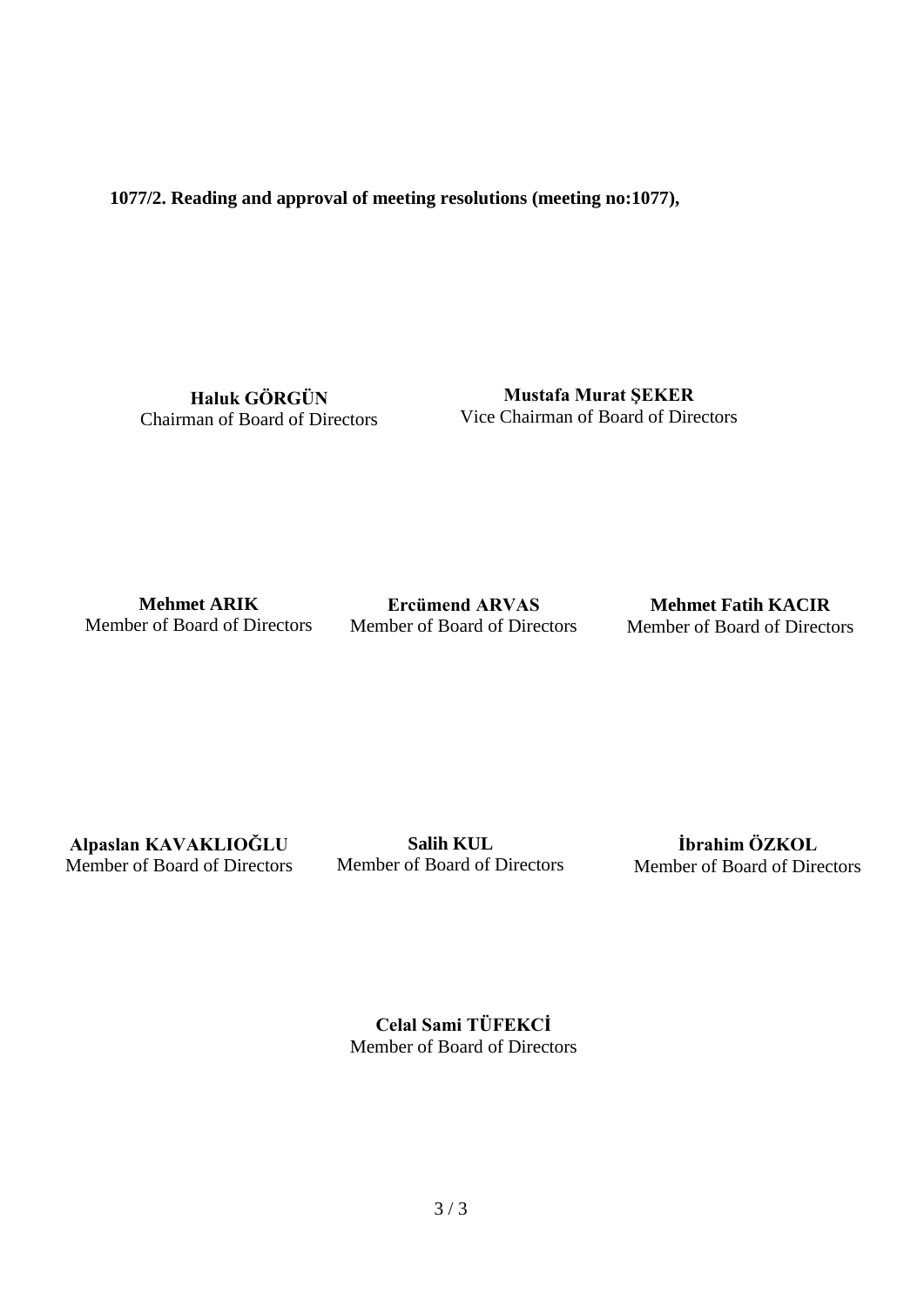**1077/2. Reading and approval of meeting resolutions (meeting no:1077),**

**Haluk GÖRGÜN**
Chairman of Board of Directors

**Mustafa Murat ŞEKER**
Vice Chairman of Board of Directors

**Mehmet ARIK**
Member of Board of Directors

**Ercümend ARVAS**
Member of Board of Directors

**Mehmet Fatih KACIR**
Member of Board of Directors

**Alpaslan KAVAKLIOĞLU**
Member of Board of Directors

**Salih KUL**
Member of Board of Directors

**İbrahim ÖZKOL**
Member of Board of Directors

**Celal Sami TÜFEKCİ**
Member of Board of Directors